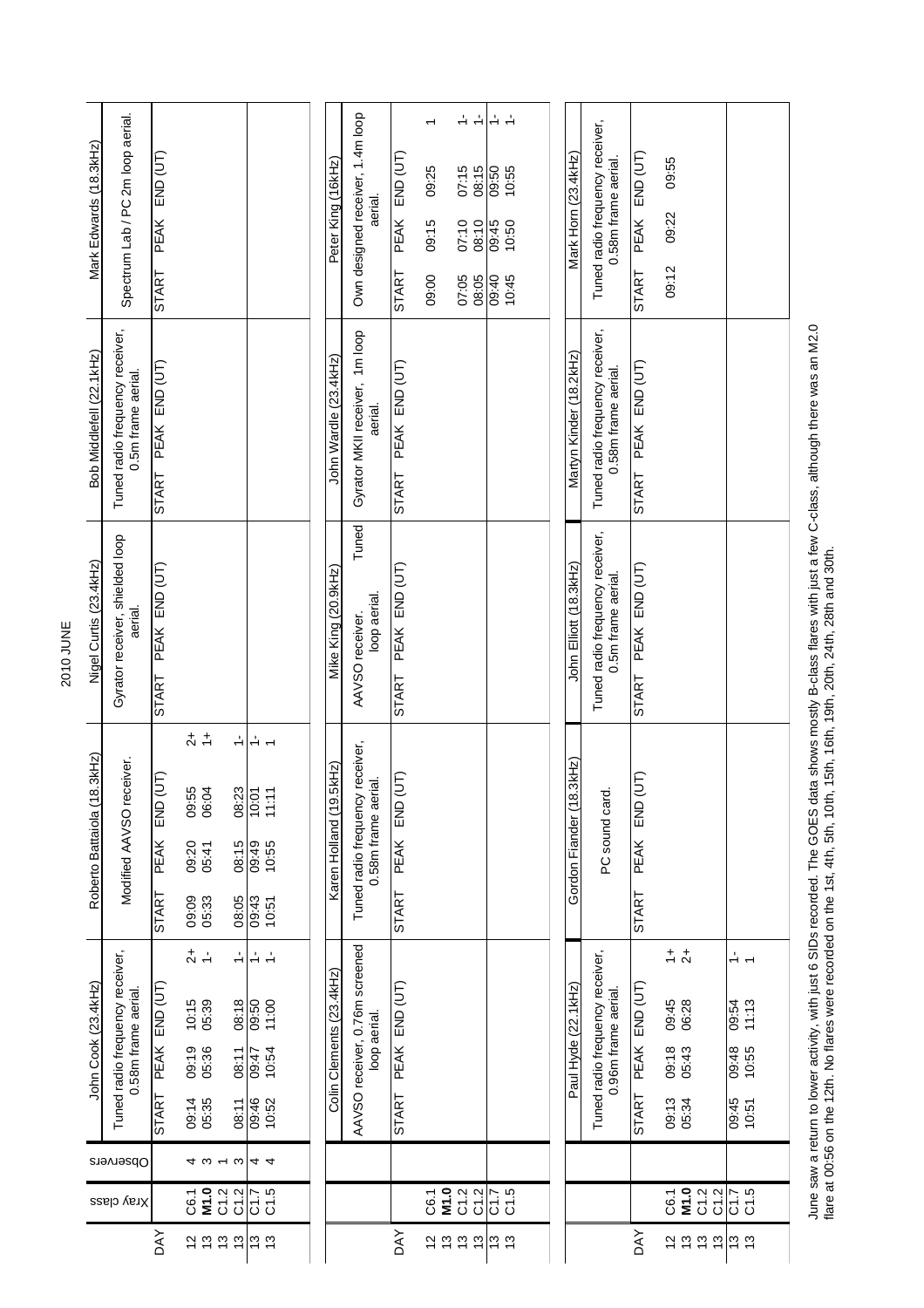# 2010 JUNE

| DAY | Xray class | Observers | John Cook (23.4kHz) | | | | Roberto Battaiola (18.3kHz) | | | | Nigel Curtis (23.4kHz) | | | | Bob Middlefell (22.1kHz) | | | | Mark Edwards (18.3kHz) | | | |
|---|---|---|---|---|---|---|---|---|---|---|---|---|---|---|---|---|---|---|---|---|---|---|
| | | | Tuned radio frequency receiver, 0.58m frame aerial. | | | | Modified AAVSO receiver. | | | | Gyrator receiver, shielded loop aerial. | | | | Tuned radio frequency receiver, 0.5m frame aerial. | | | | Spectrum Lab / PC 2m loop aerial. | | | |
| | | | START | PEAK | END (UT) | | START | PEAK | END (UT) | | START | PEAK | END (UT) | | START | PEAK | END (UT) | | START | PEAK | END (UT) | |
| 12 | C6.1 | 4 | 09:14 | 09:19 | 10:15 | 2+ | 09:09 | 09:20 | 09:55 | 2+ | | | | | | | | | | | | |
| 13 | **M1.0** | 3 | 05:35 | 05:36 | 05:39 | 1- | 05:33 | 05:41 | 06:04 | 1+ | | | | | | | | | | | | |
| 13 | C1.2 | 1 | | | | | | | | | | | | | | | | | | | | |
| 13 | C1.2 | 3 | 08:11 | 08:11 | 08:18 | 1- | 08:05 | 08:15 | 08:23 | 1- | | | | | | | | | | | | |
| 13 | C1.7 | 4 | 09:46 | 09:47 | 09:50 | 1- | 09:43 | 09:49 | 10:01 | 1- | | | | | | | | | | | | |
| 13 | C1.5 | 4 | 10:52 | 10:54 | 11:00 | 1- | 10:51 | 10:55 | 11:11 | 1 | | | | | | | | | | | | |

| DAY | Xray class | Colin Clements (23.4kHz) | | | | Karen Holland (19.5kHz) | | | | Mike King (20.9kHz) | | | | John Wardle (23.4kHz) | | | | Peter King (16kHz) | | | |
|---|---|---|---|---|---|---|---|---|---|---|---|---|---|---|---|---|---|---|---|---|---|
| | | AAVSO receiver, 0.76m screened loop aerial. | | | | Tuned radio frequency receiver, 0.58m frame aerial. | | | | AAVSO receiver. Tuned loop aerial. | | | | Gyrator MKII receiver, 1m loop aerial. | | | | Own designed receiver, 1.4m loop aerial. | | | |
| | | START | PEAK | END (UT) | | START | PEAK | END (UT) | | START | PEAK | END (UT) | | START | PEAK | END (UT) | | START | PEAK | END (UT) | |
| 12 | C6.1 | | | | | | | | | | | | | | | | | 09:00 | 09:15 | 09:25 | 1 |
| 13 | **M1.0** | | | | | | | | | | | | | | | | | | | | |
| 13 | C1.2 | | | | | | | | | | | | | | | | | 07:05 | 07:10 | 07:15 | 1- |
| 13 | C1.2 | | | | | | | | | | | | | | | | | 08:05 | 08:10 | 08:15 | 1- |
| 13 | C1.7 | | | | | | | | | | | | | | | | | 09:40 | 09:45 | 09:50 | 1- |
| 13 | C1.5 | | | | | | | | | | | | | | | | | 10:45 | 10:50 | 10:55 | 1- |

| DAY | Xray class | Paul Hyde (22.1kHz) | | | | Gordon Fiander (18.3kHz) | | | | John Elliott (18.3kHz) | | | | Martyn Kinder (18.2kHz) | | | | Mark Horn (23.4kHz) | | | |
|---|---|---|---|---|---|---|---|---|---|---|---|---|---|---|---|---|---|---|---|---|---|
| | | Tuned radio frequency receiver, 0.96m frame aerial. | | | | PC sound card. | | | | Tuned radio frequency receiver, 0.5m frame aerial. | | | | Tuned radio frequency receiver, 0.58m frame aerial. | | | | Tuned radio frequency receiver, 0.58m frame aerial. | | | |
| | | START | PEAK | END (UT) | | START | PEAK | END (UT) | | START | PEAK | END (UT) | | START | PEAK | END (UT) | | START | PEAK | END (UT) | |
| 12 | C6.1 | 09:13 | 09:18 | 09:45 | 1+ | | | | | | | | | | | | | 09:12 | 09:22 | 09:55 | |
| 13 | **M1.0** | 05:34 | 05:43 | 06:28 | 2+ | | | | | | | | | | | | | | | | |
| 13 | C1.2 | | | | | | | | | | | | | | | | | | | | |
| 13 | C1.2 | | | | | | | | | | | | | | | | | | | | |
| 13 | C1.7 | 09:45 | 09:48 | 09:54 | 1- | | | | | | | | | | | | | | | | |
| 13 | C1.5 | 10:51 | 10:55 | 11:13 | 1 | | | | | | | | | | | | | | | | |

June saw a return to lower activity, with just 6 SIDs recorded. The GOES data shows mostly B-class flares with just a few C-class, although there was an M2.0 flare at 00:56 on the 12th. No flares were recorded on the 1st, 4th, 5th, 10th, 15th, 16th, 19th, 20th, 24th, 28th and 30th.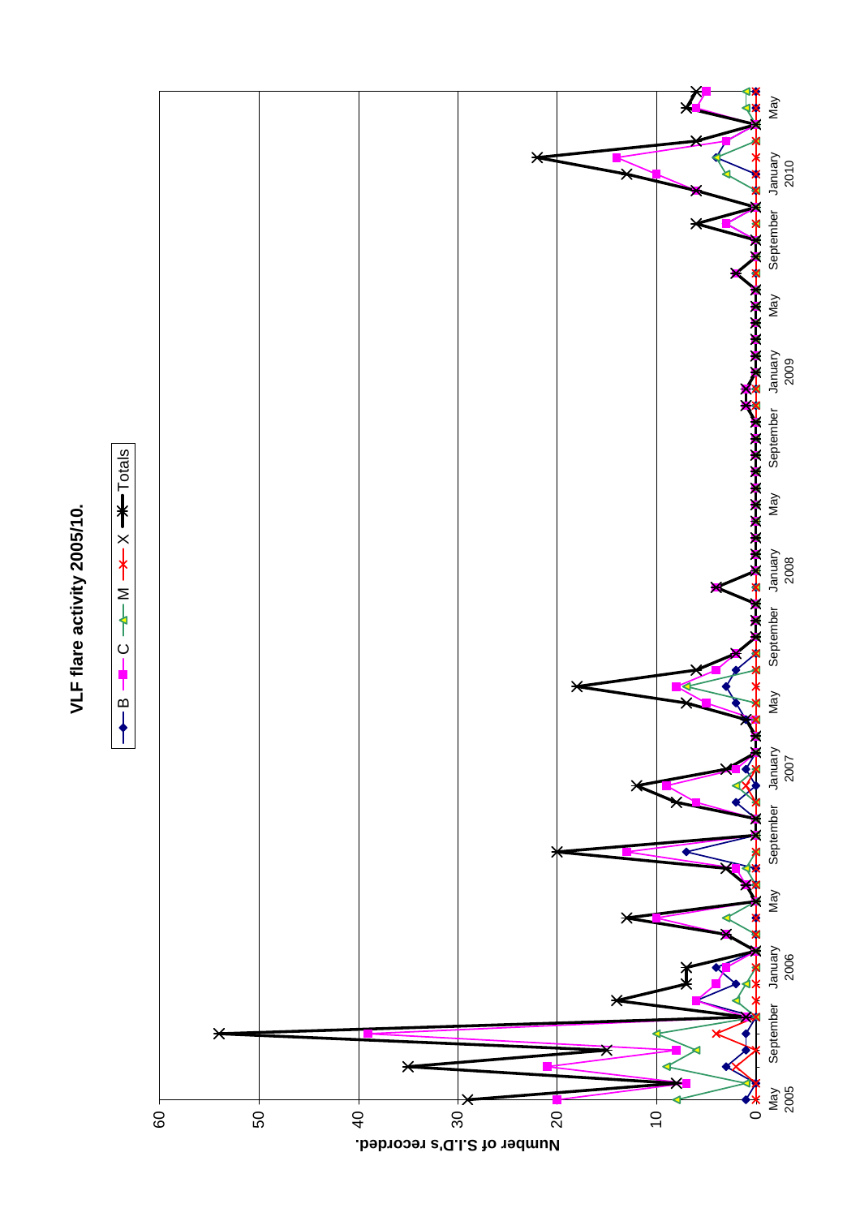# VLF flare activity 2005/10.

B C M X Totals

Number of S.I.D's recorded.

0
10
20
30
40
50
60

May 2005
September
January 2006
May
September
January 2007
May
September
January 2008
May
September
January 2009
May
September
January 2010
May